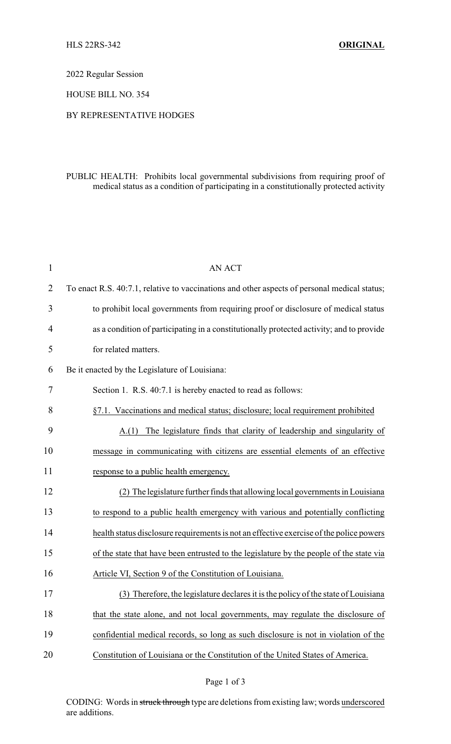HLS 22RS-342 **ORIGINAL**

2022 Regular Session

HOUSE BILL NO. 354

BY REPRESENTATIVE HODGES

PUBLIC HEALTH: Prohibits local governmental subdivisions from requiring proof of medical status as a condition of participating in a constitutionally protected activity

AN ACT

To enact R.S. 40:7.1, relative to vaccinations and other aspects of personal medical status; to prohibit local governments from requiring proof or disclosure of medical status as a condition of participating in a constitutionally protected activity; and to provide for related matters.

Be it enacted by the Legislature of Louisiana:

Section 1. R.S. 40:7.1 is hereby enacted to read as follows:

§7.1. Vaccinations and medical status; disclosure; local requirement prohibited

A.(1) The legislature finds that clarity of leadership and singularity of message in communicating with citizens are essential elements of an effective response to a public health emergency.

(2) The legislature further finds that allowing local governments in Louisiana to respond to a public health emergency with various and potentially conflicting health status disclosure requirements is not an effective exercise of the police powers of the state that have been entrusted to the legislature by the people of the state via Article VI, Section 9 of the Constitution of Louisiana.

(3) Therefore, the legislature declares it is the policy of the state of Louisiana that the state alone, and not local governments, may regulate the disclosure of confidential medical records, so long as such disclosure is not in violation of the Constitution of Louisiana or the Constitution of the United States of America.

CODING: Words in ~~struck through~~ type are deletions from existing law; words underscored are additions.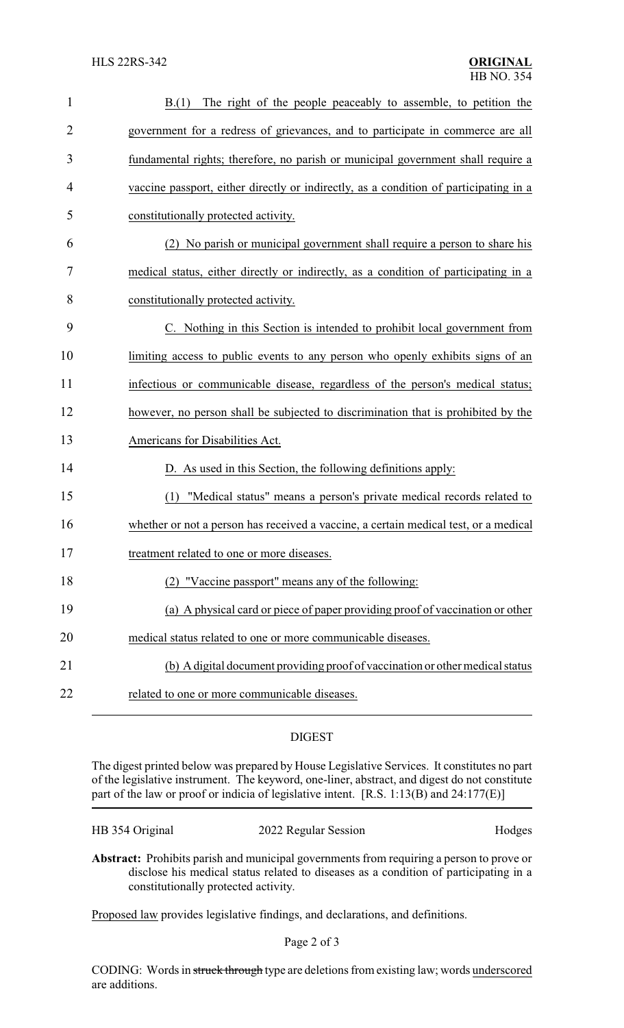B.(1) The right of the people peaceably to assemble, to petition the government for a redress of grievances, and to participate in commerce are all fundamental rights; therefore, no parish or municipal government shall require a vaccine passport, either directly or indirectly, as a condition of participating in a constitutionally protected activity.

(2) No parish or municipal government shall require a person to share his medical status, either directly or indirectly, as a condition of participating in a constitutionally protected activity.

C. Nothing in this Section is intended to prohibit local government from limiting access to public events to any person who openly exhibits signs of an infectious or communicable disease, regardless of the person's medical status; however, no person shall be subjected to discrimination that is prohibited by the Americans for Disabilities Act.

D. As used in this Section, the following definitions apply:

(1) "Medical status" means a person's private medical records related to whether or not a person has received a vaccine, a certain medical test, or a medical treatment related to one or more diseases.

(2) "Vaccine passport" means any of the following:

(a) A physical card or piece of paper providing proof of vaccination or other medical status related to one or more communicable diseases.

(b) A digital document providing proof of vaccination or other medical status related to one or more communicable diseases.

## DIGEST

The digest printed below was prepared by House Legislative Services. It constitutes no part of the legislative instrument. The keyword, one-liner, abstract, and digest do not constitute part of the law or proof or indicia of legislative intent. [R.S. 1:13(B) and 24:177(E)]

HB 354 Original — 2022 Regular Session — Hodges

**Abstract:** Prohibits parish and municipal governments from requiring a person to prove or disclose his medical status related to diseases as a condition of participating in a constitutionally protected activity.

Proposed law provides legislative findings, and declarations, and definitions.

CODING: Words in ~~struck through~~ type are deletions from existing law; words underscored are additions.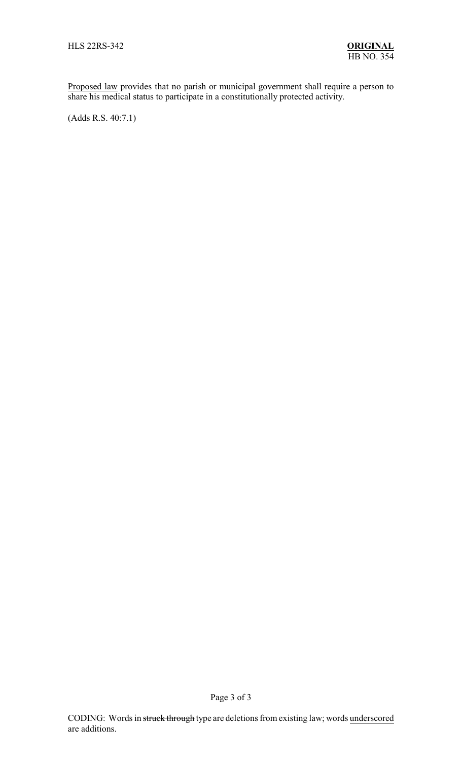Proposed law provides that no parish or municipal government shall require a person to share his medical status to participate in a constitutionally protected activity.

(Adds R.S. 40:7.1)